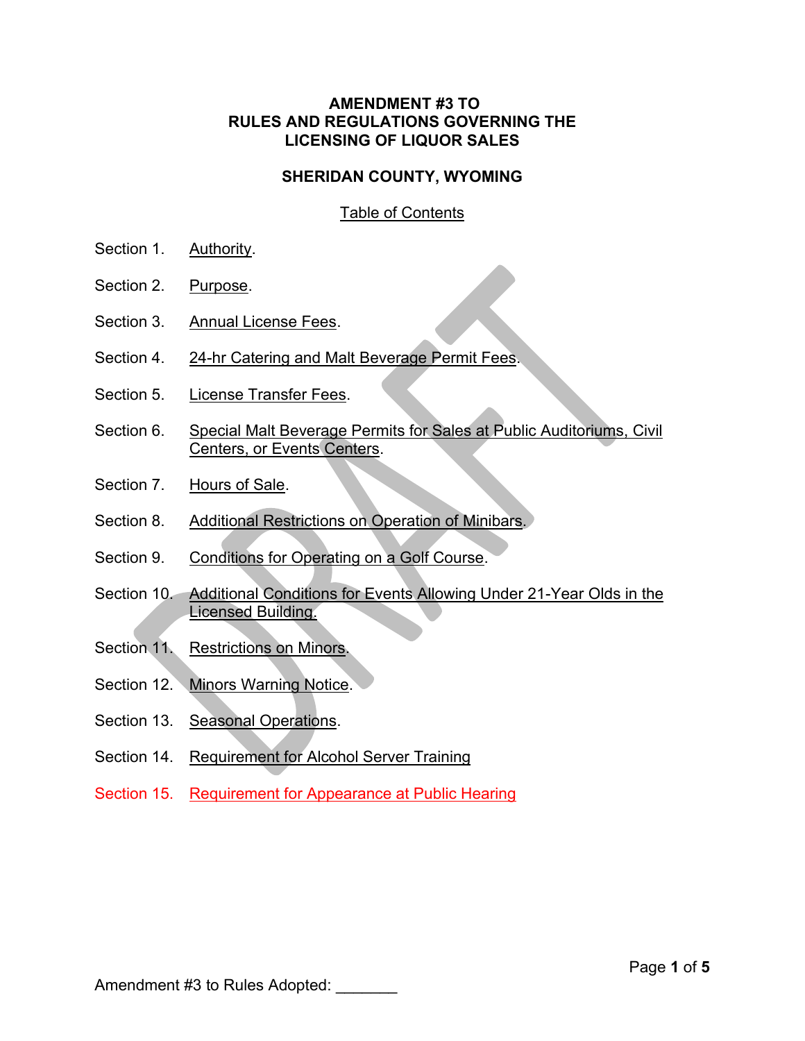# AMENDMENT #3 TO RULES AND REGULATIONS GOVERNING THE LICENSING OF LIQUOR SALES

## SHERIDAN COUNTY, WYOMING

Table of Contents

Section 1. Authority.

Section 2. Purpose.

Section 3. Annual License Fees.

Section 4. 24-hr Catering and Malt Beverage Permit Fees.

Section 5. License Transfer Fees.

Section 6. Special Malt Beverage Permits for Sales at Public Auditoriums, Civil Centers, or Events Centers.

Section 7. Hours of Sale.

Section 8. Additional Restrictions on Operation of Minibars.

Section 9. Conditions for Operating on a Golf Course.

Section 10. Additional Conditions for Events Allowing Under 21-Year Olds in the Licensed Building.

Section 11. Restrictions on Minors.

Section 12. Minors Warning Notice.

Section 13. Seasonal Operations.

Section 14. Requirement for Alcohol Server Training

Section 15. Requirement for Appearance at Public Hearing

Amendment #3 to Rules Adopted: _______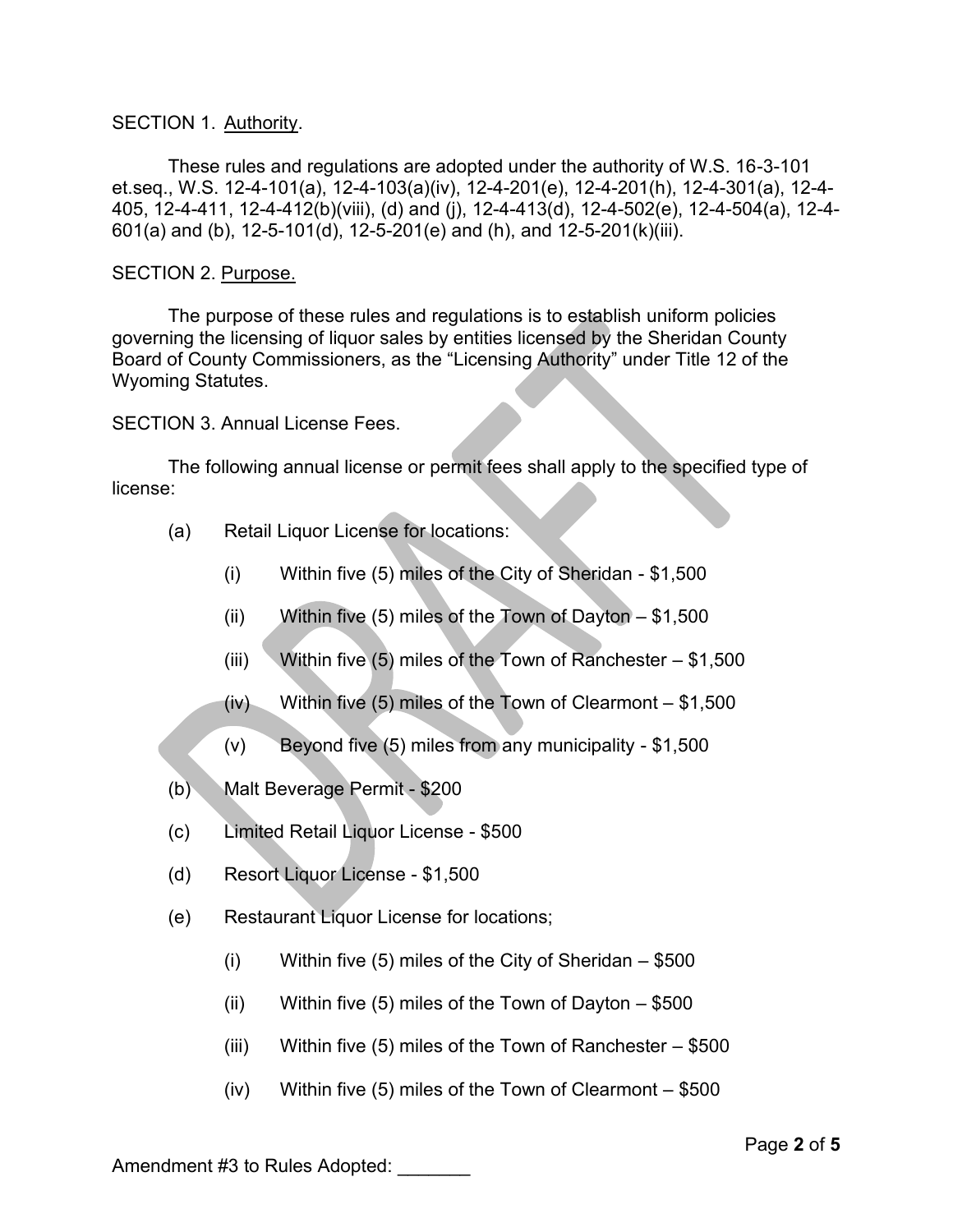SECTION 1. <u>Authority</u>.

These rules and regulations are adopted under the authority of W.S. 16-3-101 et.seq., W.S. 12-4-101(a), 12-4-103(a)(iv), 12-4-201(e), 12-4-201(h), 12-4-301(a), 12-4-405, 12-4-411, 12-4-412(b)(viii), (d) and (j), 12-4-413(d), 12-4-502(e), 12-4-504(a), 12-4-601(a) and (b), 12-5-101(d), 12-5-201(e) and (h), and 12-5-201(k)(iii).

SECTION 2. <u>Purpose.</u>

The purpose of these rules and regulations is to establish uniform policies governing the licensing of liquor sales by entities licensed by the Sheridan County Board of County Commissioners, as the "Licensing Authority" under Title 12 of the Wyoming Statutes.

SECTION 3. Annual License Fees.

The following annual license or permit fees shall apply to the specified type of license:

(a) Retail Liquor License for locations:

- (i) Within five (5) miles of the City of Sheridan - $1,500
- (ii) Within five (5) miles of the Town of Dayton – $1,500
- (iii) Within five (5) miles of the Town of Ranchester – $1,500
- (iv) Within five (5) miles of the Town of Clearmont – $1,500
- (v) Beyond five (5) miles from any municipality - $1,500

(b) Malt Beverage Permit - $200

(c) Limited Retail Liquor License - $500

(d) Resort Liquor License - $1,500

(e) Restaurant Liquor License for locations;

- (i) Within five (5) miles of the City of Sheridan – $500
- (ii) Within five (5) miles of the Town of Dayton – $500
- (iii) Within five (5) miles of the Town of Ranchester – $500
- (iv) Within five (5) miles of the Town of Clearmont – $500

Amendment #3 to Rules Adopted: _______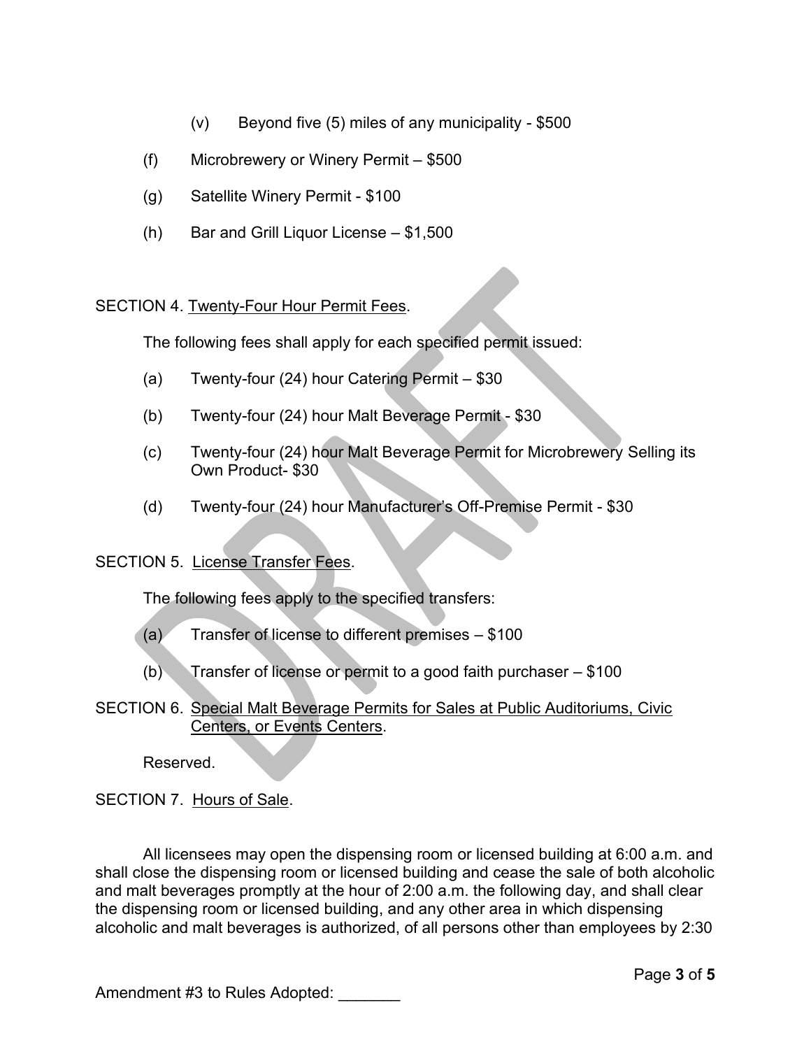(v) Beyond five (5) miles of any municipality - $500

(f) Microbrewery or Winery Permit – $500

(g) Satellite Winery Permit - $100

(h) Bar and Grill Liquor License – $1,500

SECTION 4. Twenty-Four Hour Permit Fees.

The following fees shall apply for each specified permit issued:

(a) Twenty-four (24) hour Catering Permit – $30

(b) Twenty-four (24) hour Malt Beverage Permit - $30

(c) Twenty-four (24) hour Malt Beverage Permit for Microbrewery Selling its Own Product- $30

(d) Twenty-four (24) hour Manufacturer's Off-Premise Permit - $30

SECTION 5. License Transfer Fees.

The following fees apply to the specified transfers:

(a) Transfer of license to different premises – $100

(b) Transfer of license or permit to a good faith purchaser – $100

SECTION 6. Special Malt Beverage Permits for Sales at Public Auditoriums, Civic Centers, or Events Centers.

Reserved.

SECTION 7. Hours of Sale.

All licensees may open the dispensing room or licensed building at 6:00 a.m. and shall close the dispensing room or licensed building and cease the sale of both alcoholic and malt beverages promptly at the hour of 2:00 a.m. the following day, and shall clear the dispensing room or licensed building, and any other area in which dispensing alcoholic and malt beverages is authorized, of all persons other than employees by 2:30

Amendment #3 to Rules Adopted: _______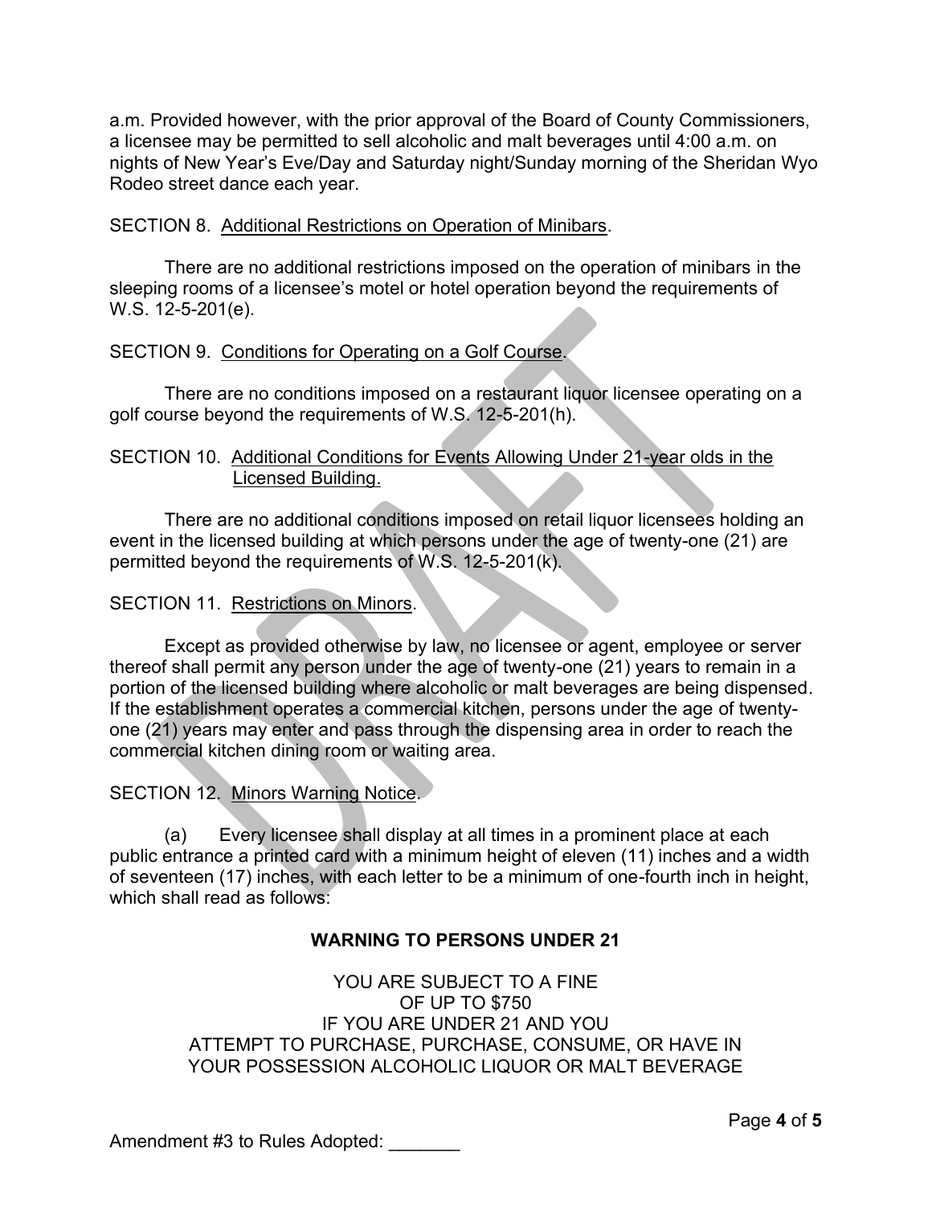a.m. Provided however, with the prior approval of the Board of County Commissioners, a licensee may be permitted to sell alcoholic and malt beverages until 4:00 a.m. on nights of New Year's Eve/Day and Saturday night/Sunday morning of the Sheridan Wyo Rodeo street dance each year.

SECTION 8. Additional Restrictions on Operation of Minibars.

There are no additional restrictions imposed on the operation of minibars in the sleeping rooms of a licensee's motel or hotel operation beyond the requirements of W.S. 12-5-201(e).

SECTION 9. Conditions for Operating on a Golf Course.

There are no conditions imposed on a restaurant liquor licensee operating on a golf course beyond the requirements of W.S. 12-5-201(h).

SECTION 10. Additional Conditions for Events Allowing Under 21-year olds in the Licensed Building.

There are no additional conditions imposed on retail liquor licensees holding an event in the licensed building at which persons under the age of twenty-one (21) are permitted beyond the requirements of W.S. 12-5-201(k).

SECTION 11. Restrictions on Minors.

Except as provided otherwise by law, no licensee or agent, employee or server thereof shall permit any person under the age of twenty-one (21) years to remain in a portion of the licensed building where alcoholic or malt beverages are being dispensed. If the establishment operates a commercial kitchen, persons under the age of twenty-one (21) years may enter and pass through the dispensing area in order to reach the commercial kitchen dining room or waiting area.

SECTION 12. Minors Warning Notice.

(a) Every licensee shall display at all times in a prominent place at each public entrance a printed card with a minimum height of eleven (11) inches and a width of seventeen (17) inches, with each letter to be a minimum of one-fourth inch in height, which shall read as follows:

**WARNING TO PERSONS UNDER 21**

YOU ARE SUBJECT TO A FINE
OF UP TO $750
IF YOU ARE UNDER 21 AND YOU
ATTEMPT TO PURCHASE, PURCHASE, CONSUME, OR HAVE IN
YOUR POSSESSION ALCOHOLIC LIQUOR OR MALT BEVERAGE

Amendment #3 to Rules Adopted: _______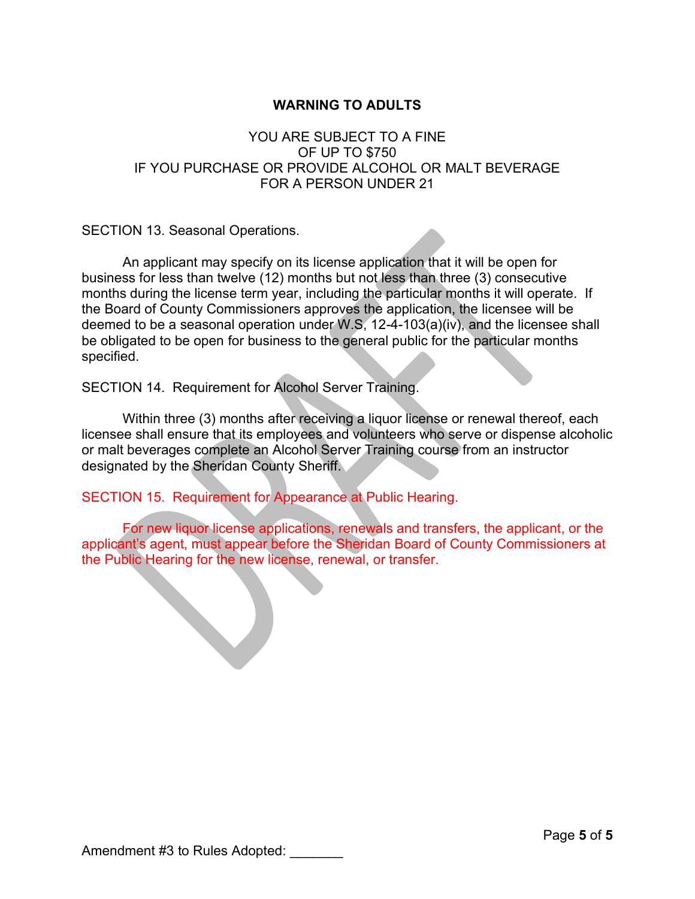**WARNING TO ADULTS**

YOU ARE SUBJECT TO A FINE
OF UP TO $750
IF YOU PURCHASE OR PROVIDE ALCOHOL OR MALT BEVERAGE
FOR A PERSON UNDER 21

SECTION 13. Seasonal Operations.

An applicant may specify on its license application that it will be open for business for less than twelve (12) months but not less than three (3) consecutive months during the license term year, including the particular months it will operate. If the Board of County Commissioners approves the application, the licensee will be deemed to be a seasonal operation under W.S, 12-4-103(a)(iv), and the licensee shall be obligated to be open for business to the general public for the particular months specified.

SECTION 14. Requirement for Alcohol Server Training.

Within three (3) months after receiving a liquor license or renewal thereof, each licensee shall ensure that its employees and volunteers who serve or dispense alcoholic or malt beverages complete an Alcohol Server Training course from an instructor designated by the Sheridan County Sheriff.

SECTION 15. Requirement for Appearance at Public Hearing.

For new liquor license applications, renewals and transfers, the applicant, or the applicant's agent, must appear before the Sheridan Board of County Commissioners at the Public Hearing for the new license, renewal, or transfer.

Amendment #3 to Rules Adopted: _______